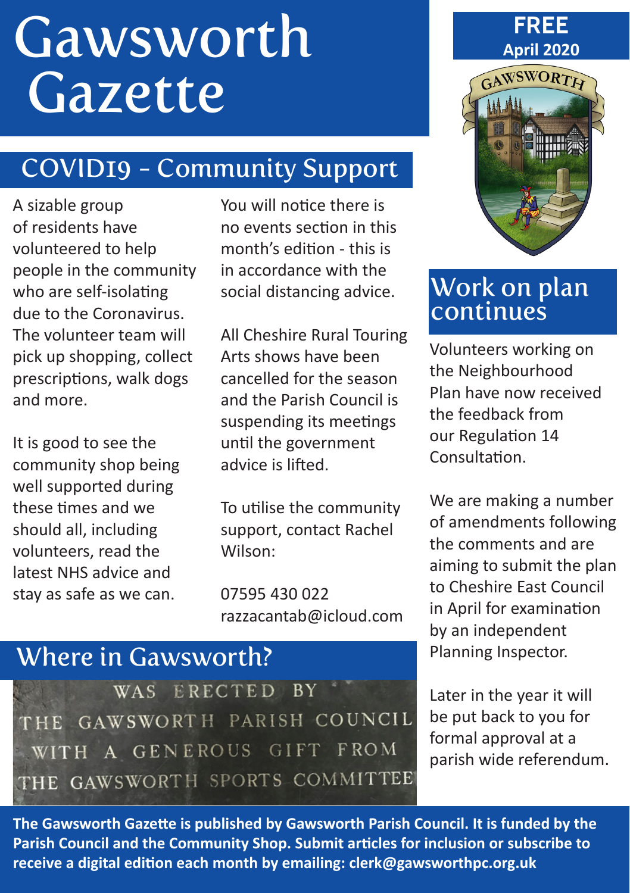# Gawsworth Gazette

**FREE**
**April 2020**

## COVID19 - Community Support

A sizable group of residents have volunteered to help people in the community who are self-isolating due to the Coronavirus. The volunteer team will pick up shopping, collect prescriptions, walk dogs and more.

It is good to see the community shop being well supported during these times and we should all, including volunteers, read the latest NHS advice and stay as safe as we can.

You will notice there is no events section in this month's edition - this is in accordance with the social distancing advice.

All Cheshire Rural Touring Arts shows have been cancelled for the season and the Parish Council is suspending its meetings until the government advice is lifted.

To utilise the community support, contact Rachel Wilson:

07595 430 022
razzacantab@icloud.com

## Where in Gawsworth?

WAS ERECTED BY
THE GAWSWORTH PARISH COUNCIL
WITH A GENEROUS GIFT FROM
THE GAWSWORTH SPORTS COMMITTEE

## Work on plan continues

Volunteers working on the Neighbourhood Plan have now received the feedback from our Regulation 14 Consultation.

We are making a number of amendments following the comments and are aiming to submit the plan to Cheshire East Council in April for examination by an independent Planning Inspector.

Later in the year it will be put back to you for formal approval at a parish wide referendum.

**The Gawsworth Gazette is published by Gawsworth Parish Council. It is funded by the Parish Council and the Community Shop. Submit articles for inclusion or subscribe to receive a digital edition each month by emailing: clerk@gawsworthpc.org.uk**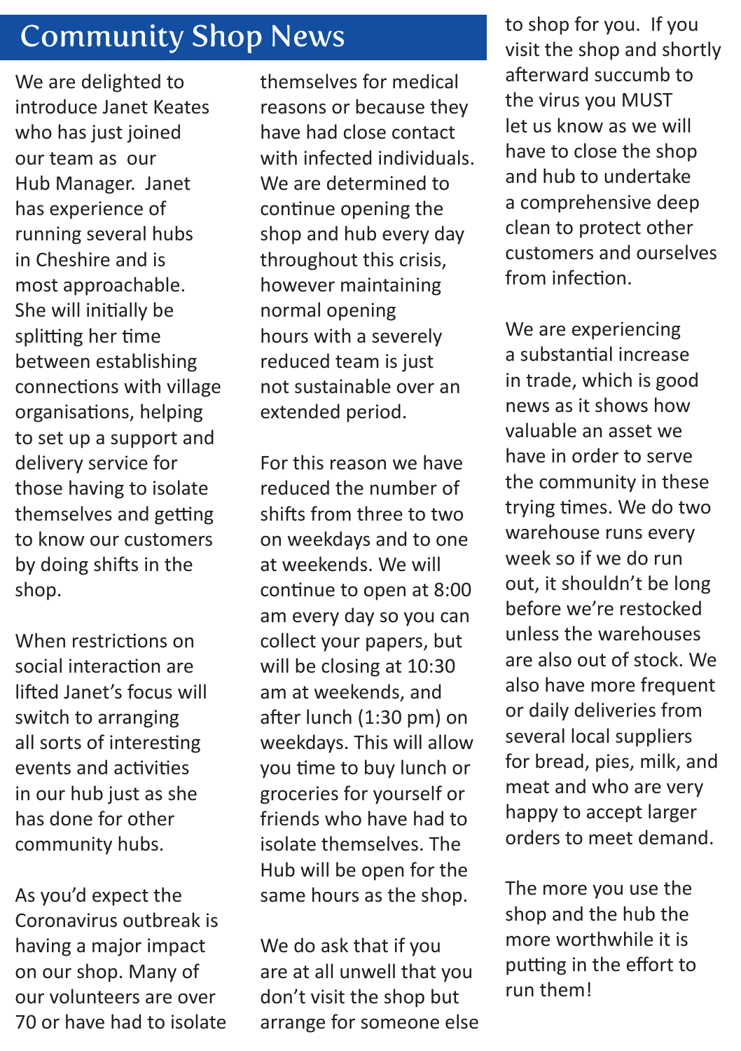# Community Shop News

We are delighted to introduce Janet Keates who has just joined our team as our Hub Manager. Janet has experience of running several hubs in Cheshire and is most approachable. She will initially be splitting her time between establishing connections with village organisations, helping to set up a support and delivery service for those having to isolate themselves and getting to know our customers by doing shifts in the shop.

When restrictions on social interaction are lifted Janet's focus will switch to arranging all sorts of interesting events and activities in our hub just as she has done for other community hubs.

As you'd expect the Coronavirus outbreak is having a major impact on our shop. Many of our volunteers are over 70 or have had to isolate themselves for medical reasons or because they have had close contact with infected individuals. We are determined to continue opening the shop and hub every day throughout this crisis, however maintaining normal opening hours with a severely reduced team is just not sustainable over an extended period.

For this reason we have reduced the number of shifts from three to two on weekdays and to one at weekends. We will continue to open at 8:00 am every day so you can collect your papers, but will be closing at 10:30 am at weekends, and after lunch (1:30 pm) on weekdays. This will allow you time to buy lunch or groceries for yourself or friends who have had to isolate themselves. The Hub will be open for the same hours as the shop.

We do ask that if you are at all unwell that you don't visit the shop but arrange for someone else to shop for you. If you visit the shop and shortly afterward succumb to the virus you MUST let us know as we will have to close the shop and hub to undertake a comprehensive deep clean to protect other customers and ourselves from infection.

We are experiencing a substantial increase in trade, which is good news as it shows how valuable an asset we have in order to serve the community in these trying times. We do two warehouse runs every week so if we do run out, it shouldn't be long before we're restocked unless the warehouses are also out of stock. We also have more frequent or daily deliveries from several local suppliers for bread, pies, milk, and meat and who are very happy to accept larger orders to meet demand.

The more you use the shop and the hub the more worthwhile it is putting in the effort to run them!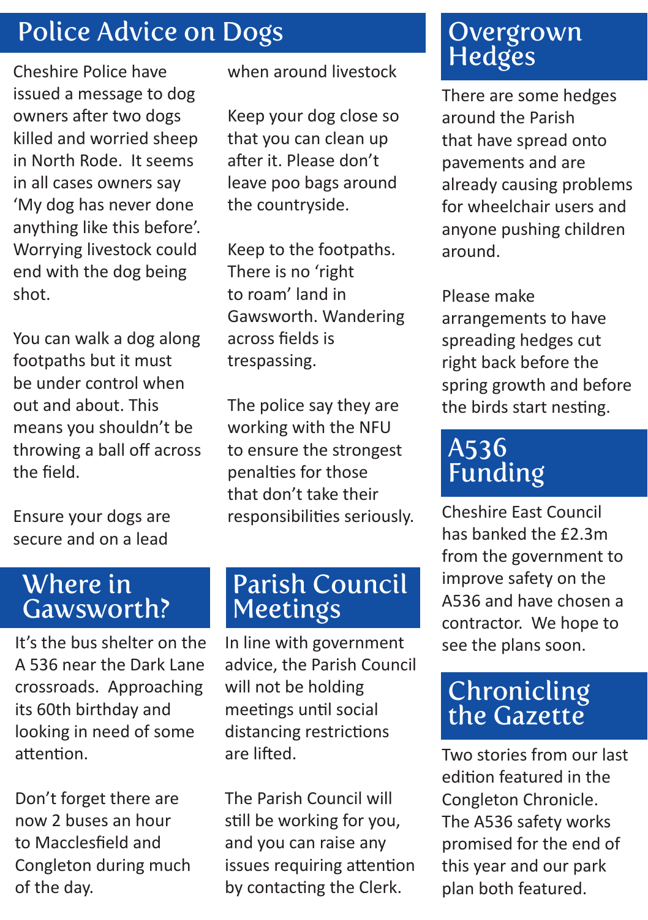## Police Advice on Dogs

Cheshire Police have issued a message to dog owners after two dogs killed and worried sheep in North Rode. It seems in all cases owners say 'My dog has never done anything like this before'. Worrying livestock could end with the dog being shot.

You can walk a dog along footpaths but it must be under control when out and about. This means you shouldn't be throwing a ball off across the field.

Ensure your dogs are secure and on a lead when around livestock

Keep your dog close so that you can clean up after it. Please don't leave poo bags around the countryside.

Keep to the footpaths. There is no 'right to roam' land in Gawsworth. Wandering across fields is trespassing.

The police say they are working with the NFU to ensure the strongest penalties for those that don't take their responsibilities seriously.

## Where in Gawsworth?

It's the bus shelter on the A 536 near the Dark Lane crossroads. Approaching its 60th birthday and looking in need of some attention.

Don't forget there are now 2 buses an hour to Macclesfield and Congleton during much of the day.

## Parish Council Meetings

In line with government advice, the Parish Council will not be holding meetings until social distancing restrictions are lifted.

The Parish Council will still be working for you, and you can raise any issues requiring attention by contacting the Clerk.

## Overgrown Hedges

There are some hedges around the Parish that have spread onto pavements and are already causing problems for wheelchair users and anyone pushing children around.

Please make arrangements to have spreading hedges cut right back before the spring growth and before the birds start nesting.

## A536 Funding

Cheshire East Council has banked the £2.3m from the government to improve safety on the A536 and have chosen a contractor. We hope to see the plans soon.

## Chronicling the Gazette

Two stories from our last edition featured in the Congleton Chronicle. The A536 safety works promised for the end of this year and our park plan both featured.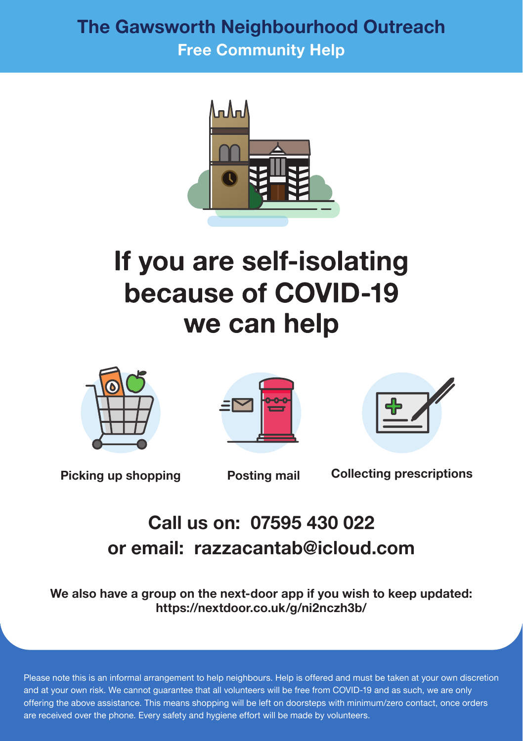# The Gawsworth Neighbourhood Outreach

## Free Community Help

# If you are self-isolating because of COVID-19 we can help

**Picking up shopping**

**Posting mail**

**Collecting prescriptions**

## Call us on: 07595 430 022

## or email: razzacantab@icloud.com

**We also have a group on the next-door app if you wish to keep updated:**
**https://nextdoor.co.uk/g/ni2nczh3b/**

Please note this is an informal arrangement to help neighbours. Help is offered and must be taken at your own discretion and at your own risk. We cannot guarantee that all volunteers will be free from COVID-19 and as such, we are only offering the above assistance. This means shopping will be left on doorsteps with minimum/zero contact, once orders are received over the phone. Every safety and hygiene effort will be made by volunteers.